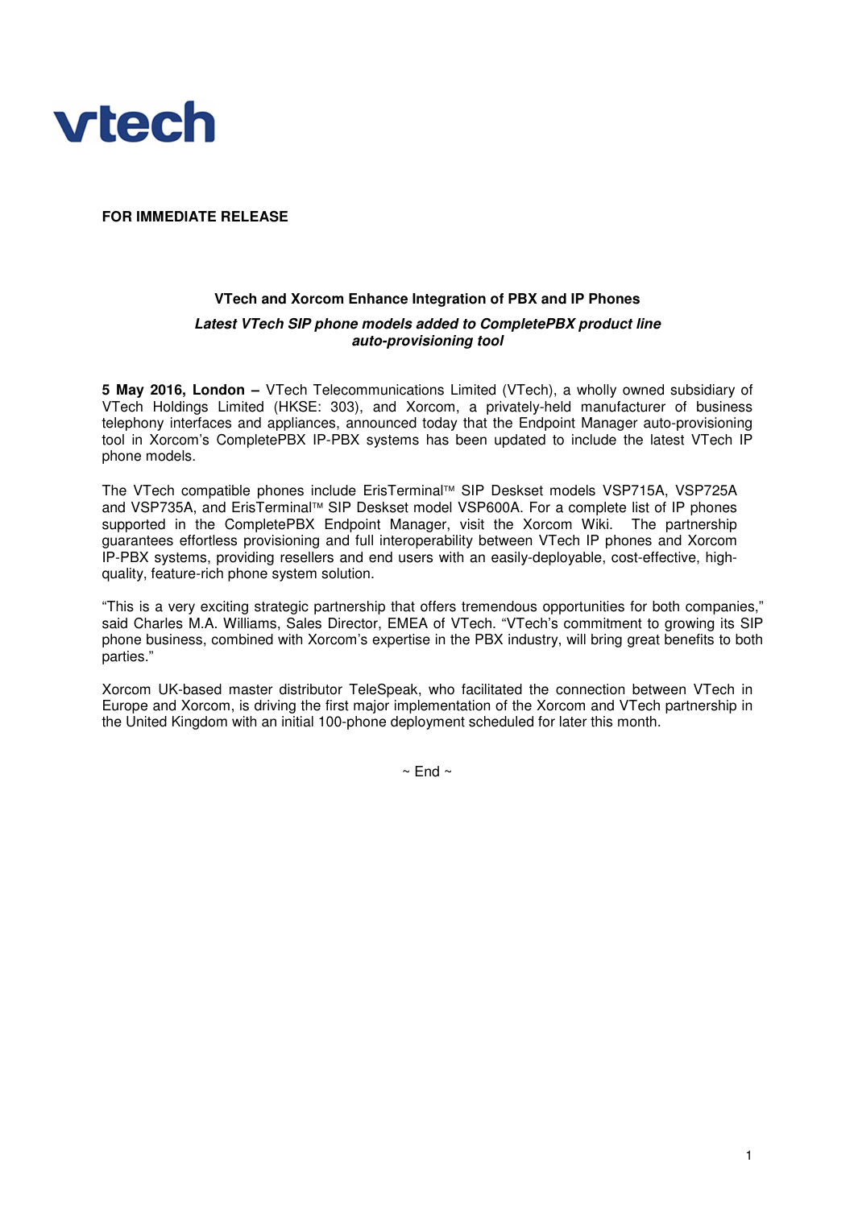vtech

**FOR IMMEDIATE RELEASE**

## VTech and Xorcom Enhance Integration of PBX and IP Phones

***Latest VTech SIP phone models added to CompletePBX product line auto-provisioning tool***

**5 May 2016, London –** VTech Telecommunications Limited (VTech), a wholly owned subsidiary of VTech Holdings Limited (HKSE: 303), and Xorcom, a privately-held manufacturer of business telephony interfaces and appliances, announced today that the Endpoint Manager auto-provisioning tool in Xorcom's CompletePBX IP-PBX systems has been updated to include the latest VTech IP phone models.

The VTech compatible phones include ErisTerminal™ SIP Deskset models VSP715A, VSP725A and VSP735A, and ErisTerminal™ SIP Deskset model VSP600A. For a complete list of IP phones supported in the CompletePBX Endpoint Manager, visit the Xorcom Wiki. The partnership guarantees effortless provisioning and full interoperability between VTech IP phones and Xorcom IP-PBX systems, providing resellers and end users with an easily-deployable, cost-effective, high-quality, feature-rich phone system solution.

"This is a very exciting strategic partnership that offers tremendous opportunities for both companies," said Charles M.A. Williams, Sales Director, EMEA of VTech. "VTech's commitment to growing its SIP phone business, combined with Xorcom's expertise in the PBX industry, will bring great benefits to both parties."

Xorcom UK-based master distributor TeleSpeak, who facilitated the connection between VTech in Europe and Xorcom, is driving the first major implementation of the Xorcom and VTech partnership in the United Kingdom with an initial 100-phone deployment scheduled for later this month.

~ End ~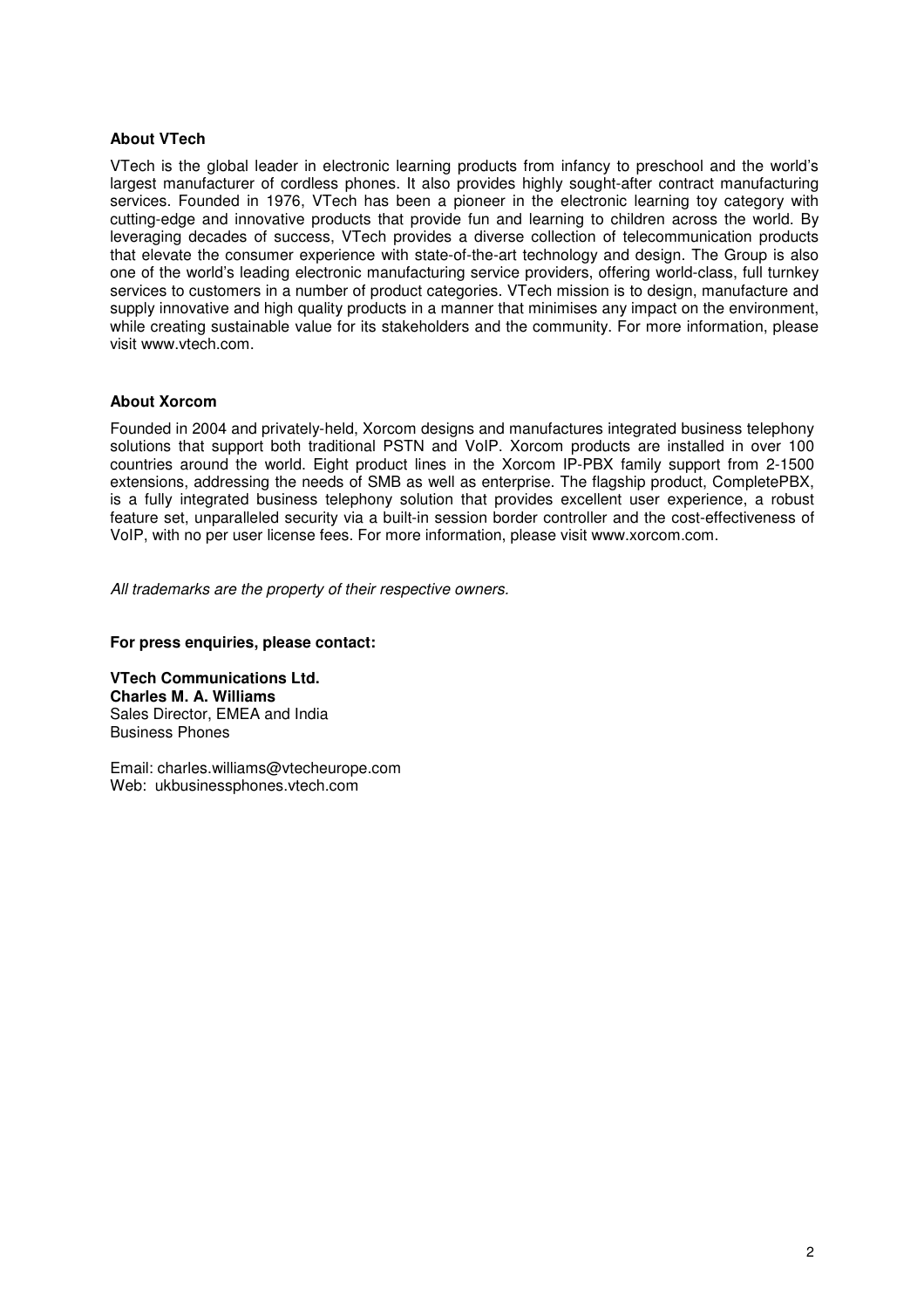**About VTech**

VTech is the global leader in electronic learning products from infancy to preschool and the world's largest manufacturer of cordless phones. It also provides highly sought-after contract manufacturing services. Founded in 1976, VTech has been a pioneer in the electronic learning toy category with cutting-edge and innovative products that provide fun and learning to children across the world. By leveraging decades of success, VTech provides a diverse collection of telecommunication products that elevate the consumer experience with state-of-the-art technology and design. The Group is also one of the world's leading electronic manufacturing service providers, offering world-class, full turnkey services to customers in a number of product categories. VTech mission is to design, manufacture and supply innovative and high quality products in a manner that minimises any impact on the environment, while creating sustainable value for its stakeholders and the community. For more information, please visit www.vtech.com.

**About Xorcom**

Founded in 2004 and privately-held, Xorcom designs and manufactures integrated business telephony solutions that support both traditional PSTN and VoIP. Xorcom products are installed in over 100 countries around the world. Eight product lines in the Xorcom IP-PBX family support from 2-1500 extensions, addressing the needs of SMB as well as enterprise. The flagship product, CompletePBX, is a fully integrated business telephony solution that provides excellent user experience, a robust feature set, unparalleled security via a built-in session border controller and the cost-effectiveness of VoIP, with no per user license fees. For more information, please visit www.xorcom.com.

*All trademarks are the property of their respective owners.*

**For press enquiries, please contact:**

**VTech Communications Ltd.**
**Charles M. A. Williams**
Sales Director, EMEA and India
Business Phones

Email: charles.williams@vtecheurope.com
Web: ukbusinessphones.vtech.com